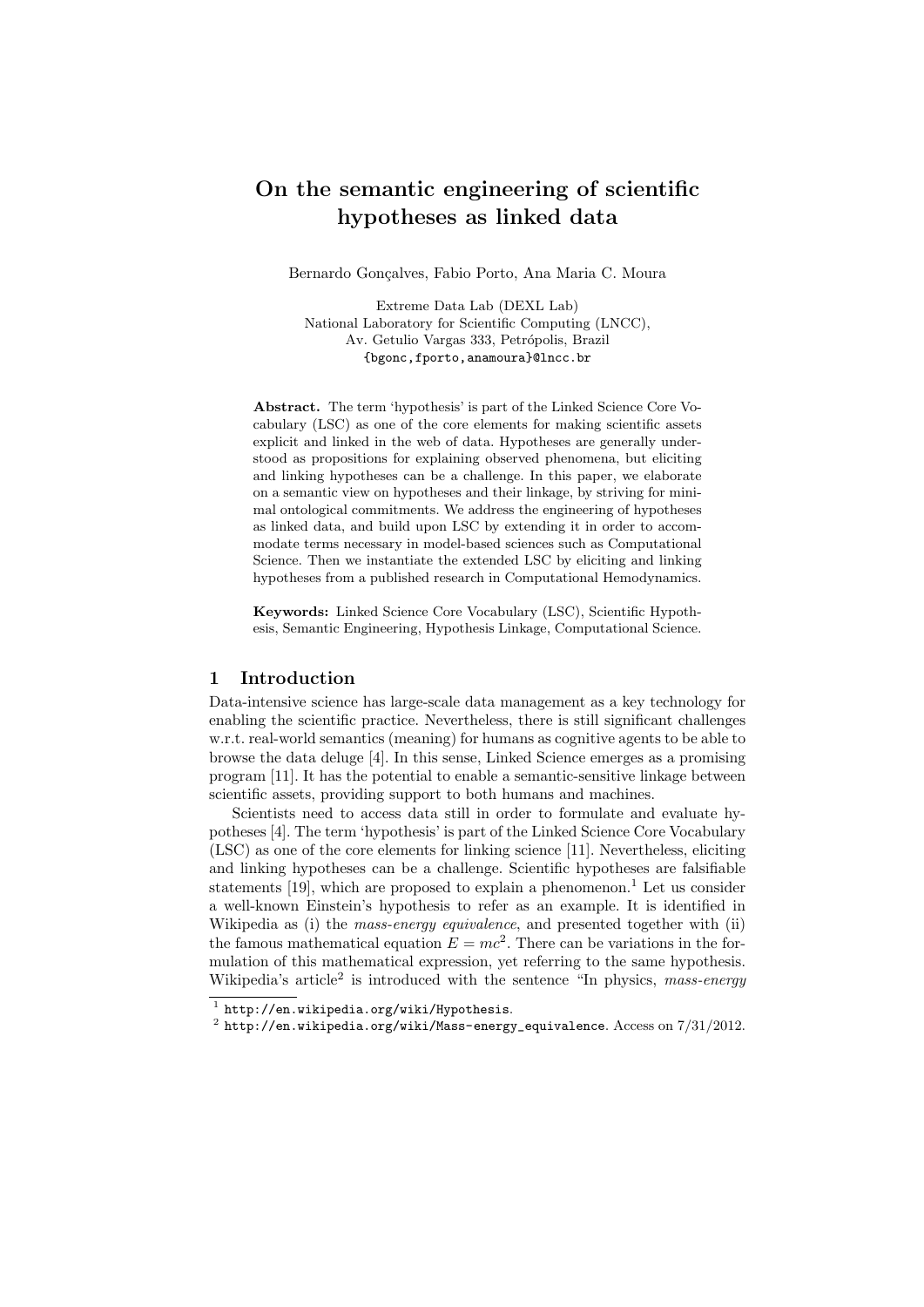# On the semantic engineering of scientific hypotheses as linked data

Bernardo Gonçalves, Fabio Porto, Ana Maria C. Moura

Extreme Data Lab (DEXL Lab)
National Laboratory for Scientific Computing (LNCC),
Av. Getulio Vargas 333, Petrópolis, Brazil
{bgonc,fporto,anamoura}@lncc.br

**Abstract.** The term 'hypothesis' is part of the Linked Science Core Vocabulary (LSC) as one of the core elements for making scientific assets explicit and linked in the web of data. Hypotheses are generally understood as propositions for explaining observed phenomena, but eliciting and linking hypotheses can be a challenge. In this paper, we elaborate on a semantic view on hypotheses and their linkage, by striving for minimal ontological commitments. We address the engineering of hypotheses as linked data, and build upon LSC by extending it in order to accommodate terms necessary in model-based sciences such as Computational Science. Then we instantiate the extended LSC by eliciting and linking hypotheses from a published research in Computational Hemodynamics.

**Keywords:** Linked Science Core Vocabulary (LSC), Scientific Hypothesis, Semantic Engineering, Hypothesis Linkage, Computational Science.

## 1 Introduction

Data-intensive science has large-scale data management as a key technology for enabling the scientific practice. Nevertheless, there is still significant challenges w.r.t. real-world semantics (meaning) for humans as cognitive agents to be able to browse the data deluge [4]. In this sense, Linked Science emerges as a promising program [11]. It has the potential to enable a semantic-sensitive linkage between scientific assets, providing support to both humans and machines.

Scientists need to access data still in order to formulate and evaluate hypotheses [4]. The term 'hypothesis' is part of the Linked Science Core Vocabulary (LSC) as one of the core elements for linking science [11]. Nevertheless, eliciting and linking hypotheses can be a challenge. Scientific hypotheses are falsifiable statements [19], which are proposed to explain a phenomenon.[1] Let us consider a well-known Einstein's hypothesis to refer as an example. It is identified in Wikipedia as (i) the *mass-energy equivalence*, and presented together with (ii) the famous mathematical equation $E = mc^2$. There can be variations in the formulation of this mathematical expression, yet referring to the same hypothesis. Wikipedia's article[2] is introduced with the sentence "In physics, *mass-energy*

[1] http://en.wikipedia.org/wiki/Hypothesis.

[2] http://en.wikipedia.org/wiki/Mass-energy_equivalence. Access on 7/31/2012.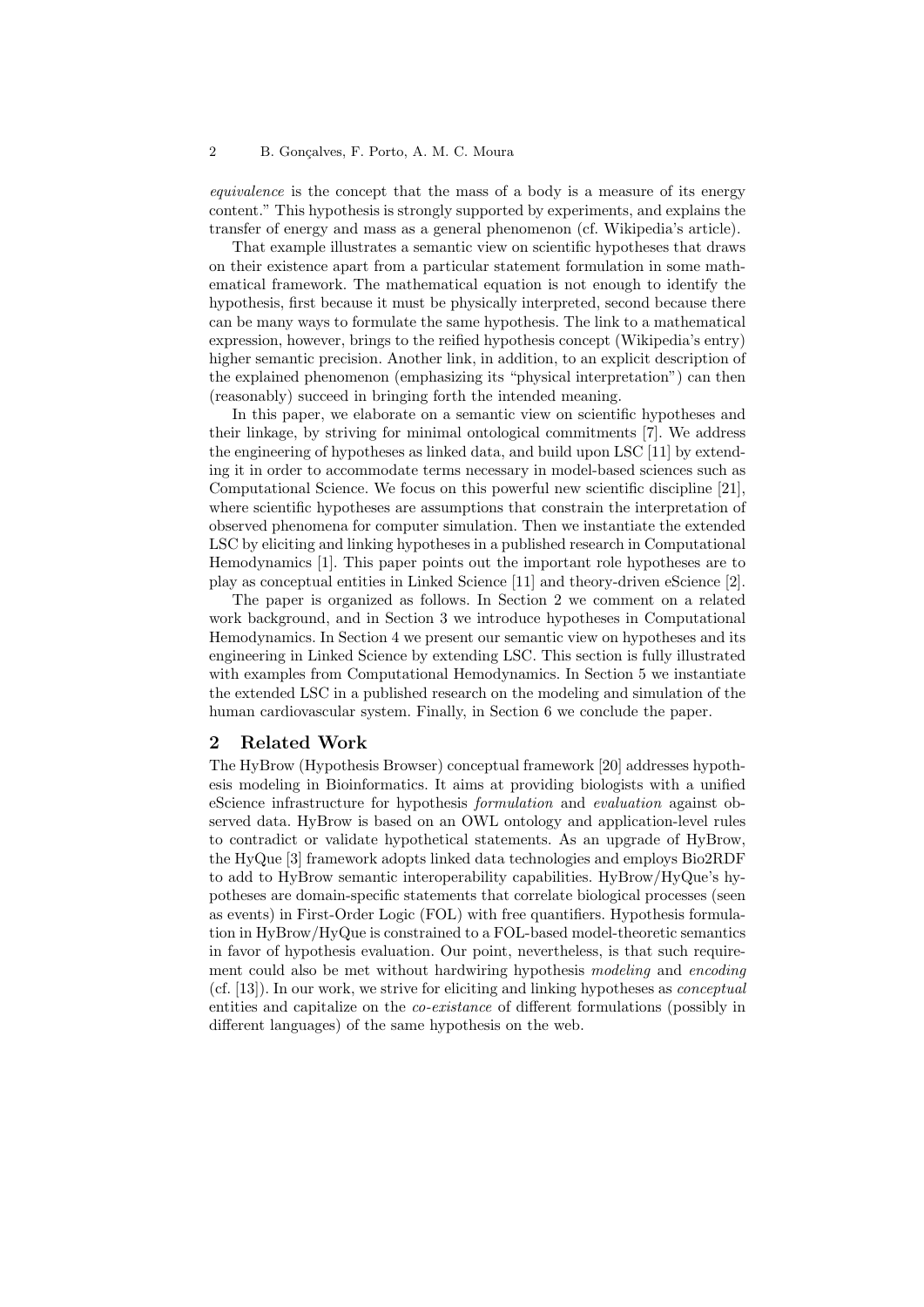*equivalence* is the concept that the mass of a body is a measure of its energy content." This hypothesis is strongly supported by experiments, and explains the transfer of energy and mass as a general phenomenon (cf. Wikipedia's article).

That example illustrates a semantic view on scientific hypotheses that draws on their existence apart from a particular statement formulation in some mathematical framework. The mathematical equation is not enough to identify the hypothesis, first because it must be physically interpreted, second because there can be many ways to formulate the same hypothesis. The link to a mathematical expression, however, brings to the reified hypothesis concept (Wikipedia's entry) higher semantic precision. Another link, in addition, to an explicit description of the explained phenomenon (emphasizing its "physical interpretation") can then (reasonably) succeed in bringing forth the intended meaning.

In this paper, we elaborate on a semantic view on scientific hypotheses and their linkage, by striving for minimal ontological commitments [7]. We address the engineering of hypotheses as linked data, and build upon LSC [11] by extending it in order to accommodate terms necessary in model-based sciences such as Computational Science. We focus on this powerful new scientific discipline [21], where scientific hypotheses are assumptions that constrain the interpretation of observed phenomena for computer simulation. Then we instantiate the extended LSC by eliciting and linking hypotheses in a published research in Computational Hemodynamics [1]. This paper points out the important role hypotheses are to play as conceptual entities in Linked Science [11] and theory-driven eScience [2].

The paper is organized as follows. In Section 2 we comment on a related work background, and in Section 3 we introduce hypotheses in Computational Hemodynamics. In Section 4 we present our semantic view on hypotheses and its engineering in Linked Science by extending LSC. This section is fully illustrated with examples from Computational Hemodynamics. In Section 5 we instantiate the extended LSC in a published research on the modeling and simulation of the human cardiovascular system. Finally, in Section 6 we conclude the paper.

## 2 Related Work

The HyBrow (Hypothesis Browser) conceptual framework [20] addresses hypothesis modeling in Bioinformatics. It aims at providing biologists with a unified eScience infrastructure for hypothesis *formulation* and *evaluation* against observed data. HyBrow is based on an OWL ontology and application-level rules to contradict or validate hypothetical statements. As an upgrade of HyBrow, the HyQue [3] framework adopts linked data technologies and employs Bio2RDF to add to HyBrow semantic interoperability capabilities. HyBrow/HyQue's hypotheses are domain-specific statements that correlate biological processes (seen as events) in First-Order Logic (FOL) with free quantifiers. Hypothesis formulation in HyBrow/HyQue is constrained to a FOL-based model-theoretic semantics in favor of hypothesis evaluation. Our point, nevertheless, is that such requirement could also be met without hardwiring hypothesis *modeling* and *encoding* (cf. [13]). In our work, we strive for eliciting and linking hypotheses as *conceptual* entities and capitalize on the *co-existance* of different formulations (possibly in different languages) of the same hypothesis on the web.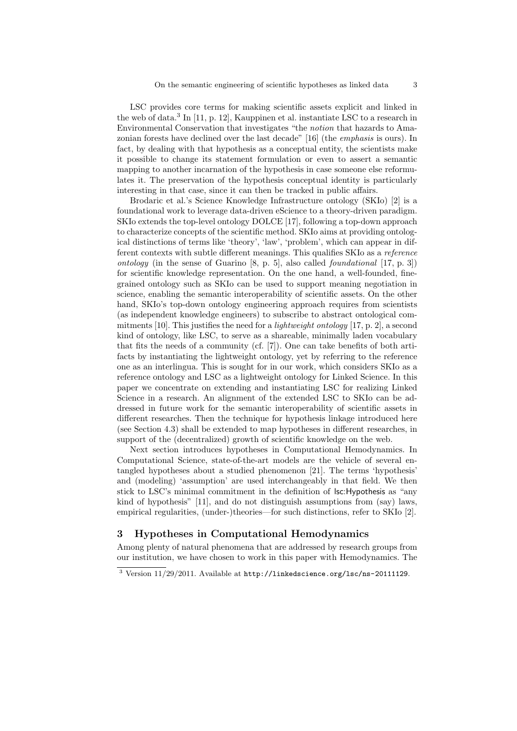LSC provides core terms for making scientific assets explicit and linked in the web of data.[3] In [11, p. 12], Kauppinen et al. instantiate LSC to a research in Environmental Conservation that investigates "the *notion* that hazards to Amazonian forests have declined over the last decade" [16] (the *emphasis* is ours). In fact, by dealing with that hypothesis as a conceptual entity, the scientists make it possible to change its statement formulation or even to assert a semantic mapping to another incarnation of the hypothesis in case someone else reformulates it. The preservation of the hypothesis conceptual identity is particularly interesting in that case, since it can then be tracked in public affairs.

Brodaric et al.'s Science Knowledge Infrastructure ontology (SKIo) [2] is a foundational work to leverage data-driven eScience to a theory-driven paradigm. SKIo extends the top-level ontology DOLCE [17], following a top-down approach to characterize concepts of the scientific method. SKIo aims at providing ontological distinctions of terms like 'theory', 'law', 'problem', which can appear in different contexts with subtle different meanings. This qualifies SKIo as a *reference ontology* (in the sense of Guarino [8, p. 5], also called *foundational* [17, p. 3]) for scientific knowledge representation. On the one hand, a well-founded, fine-grained ontology such as SKIo can be used to support meaning negotiation in science, enabling the semantic interoperability of scientific assets. On the other hand, SKIo's top-down ontology engineering approach requires from scientists (as independent knowledge engineers) to subscribe to abstract ontological commitments [10]. This justifies the need for a *lightweight ontology* [17, p. 2], a second kind of ontology, like LSC, to serve as a shareable, minimally laden vocabulary that fits the needs of a community (cf. [7]). One can take benefits of both artifacts by instantiating the lightweight ontology, yet by referring to the reference one as an interlingua. This is sought for in our work, which considers SKIo as a reference ontology and LSC as a lightweight ontology for Linked Science. In this paper we concentrate on extending and instantiating LSC for realizing Linked Science in a research. An alignment of the extended LSC to SKIo can be addressed in future work for the semantic interoperability of scientific assets in different researches. Then the technique for hypothesis linkage introduced here (see Section 4.3) shall be extended to map hypotheses in different researches, in support of the (decentralized) growth of scientific knowledge on the web.

Next section introduces hypotheses in Computational Hemodynamics. In Computational Science, state-of-the-art models are the vehicle of several entangled hypotheses about a studied phenomenon [21]. The terms 'hypothesis' and (modeling) 'assumption' are used interchangeably in that field. We then stick to LSC's minimal commitment in the definition of lsc:Hypothesis as "any kind of hypothesis" [11], and do not distinguish assumptions from (say) laws, empirical regularities, (under-)theories—for such distinctions, refer to SKIo [2].

## 3 Hypotheses in Computational Hemodynamics

Among plenty of natural phenomena that are addressed by research groups from our institution, we have chosen to work in this paper with Hemodynamics. The

[3] Version 11/29/2011. Available at `http://linkedscience.org/lsc/ns-20111129`.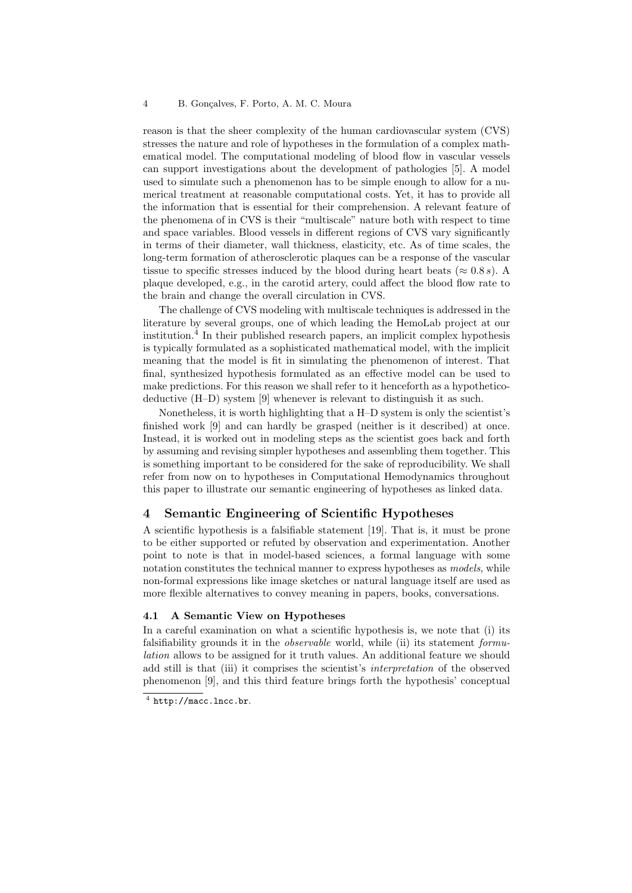reason is that the sheer complexity of the human cardiovascular system (CVS) stresses the nature and role of hypotheses in the formulation of a complex mathematical model. The computational modeling of blood flow in vascular vessels can support investigations about the development of pathologies [5]. A model used to simulate such a phenomenon has to be simple enough to allow for a numerical treatment at reasonable computational costs. Yet, it has to provide all the information that is essential for their comprehension. A relevant feature of the phenomena of in CVS is their "multiscale" nature both with respect to time and space variables. Blood vessels in different regions of CVS vary significantly in terms of their diameter, wall thickness, elasticity, etc. As of time scales, the long-term formation of atherosclerotic plaques can be a response of the vascular tissue to specific stresses induced by the blood during heart beats ($\approx 0.8\,s$). A plaque developed, e.g., in the carotid artery, could affect the blood flow rate to the brain and change the overall circulation in CVS.

The challenge of CVS modeling with multiscale techniques is addressed in the literature by several groups, one of which leading the HemoLab project at our institution.[4] In their published research papers, an implicit complex hypothesis is typically formulated as a sophisticated mathematical model, with the implicit meaning that the model is fit in simulating the phenomenon of interest. That final, synthesized hypothesis formulated as an effective model can be used to make predictions. For this reason we shall refer to it henceforth as a hypothetico-deductive (H–D) system [9] whenever is relevant to distinguish it as such.

Nonetheless, it is worth highlighting that a H–D system is only the scientist's finished work [9] and can hardly be grasped (neither is it described) at once. Instead, it is worked out in modeling steps as the scientist goes back and forth by assuming and revising simpler hypotheses and assembling them together. This is something important to be considered for the sake of reproducibility. We shall refer from now on to hypotheses in Computational Hemodynamics throughout this paper to illustrate our semantic engineering of hypotheses as linked data.

## 4 Semantic Engineering of Scientific Hypotheses

A scientific hypothesis is a falsifiable statement [19]. That is, it must be prone to be either supported or refuted by observation and experimentation. Another point to note is that in model-based sciences, a formal language with some notation constitutes the technical manner to express hypotheses as *models*, while non-formal expressions like image sketches or natural language itself are used as more flexible alternatives to convey meaning in papers, books, conversations.

### 4.1 A Semantic View on Hypotheses

In a careful examination on what a scientific hypothesis is, we note that (i) its falsifiability grounds it in the *observable* world, while (ii) its statement *formulation* allows to be assigned for it truth values. An additional feature we should add still is that (iii) it comprises the scientist's *interpretation* of the observed phenomenon [9], and this third feature brings forth the hypothesis' conceptual

[4] http://macc.lncc.br.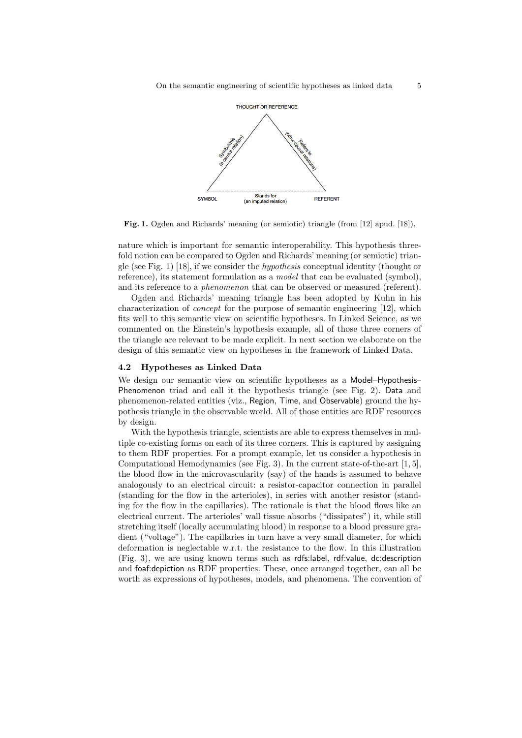Fig. 1. Ogden and Richards' meaning (or semiotic) triangle (from [12] apud. [18]).

nature which is important for semantic interoperability. This hypothesis threefold notion can be compared to Ogden and Richards' meaning (or semiotic) triangle (see Fig. 1) [18], if we consider the *hypothesis* conceptual identity (thought or reference), its statement formulation as a *model* that can be evaluated (symbol), and its reference to a *phenomenon* that can be observed or measured (referent).

Ogden and Richards' meaning triangle has been adopted by Kuhn in his characterization of *concept* for the purpose of semantic engineering [12], which fits well to this semantic view on scientific hypotheses. In Linked Science, as we commented on the Einstein's hypothesis example, all of those three corners of the triangle are relevant to be made explicit. In next section we elaborate on the design of this semantic view on hypotheses in the framework of Linked Data.

### 4.2 Hypotheses as Linked Data

We design our semantic view on scientific hypotheses as a Model–Hypothesis–Phenomenon triad and call it the hypothesis triangle (see Fig. 2). Data and phenomenon-related entities (viz., Region, Time, and Observable) ground the hypothesis triangle in the observable world. All of those entities are RDF resources by design.

With the hypothesis triangle, scientists are able to express themselves in multiple co-existing forms on each of its three corners. This is captured by assigning to them RDF properties. For a prompt example, let us consider a hypothesis in Computational Hemodynamics (see Fig. 3). In the current state-of-the-art [1, 5], the blood flow in the microvascularity (say) of the hands is assumed to behave analogously to an electrical circuit: a resistor-capacitor connection in parallel (standing for the flow in the arterioles), in series with another resistor (standing for the flow in the capillaries). The rationale is that the blood flows like an electrical current. The arterioles' wall tissue absorbs ("dissipates") it, while still stretching itself (locally accumulating blood) in response to a blood pressure gradient ("voltage"). The capillaries in turn have a very small diameter, for which deformation is neglectable w.r.t. the resistance to the flow. In this illustration (Fig. 3), we are using known terms such as rdfs:label, rdf:value, dc:description and foaf:depiction as RDF properties. These, once arranged together, can all be worth as expressions of hypotheses, models, and phenomena. The convention of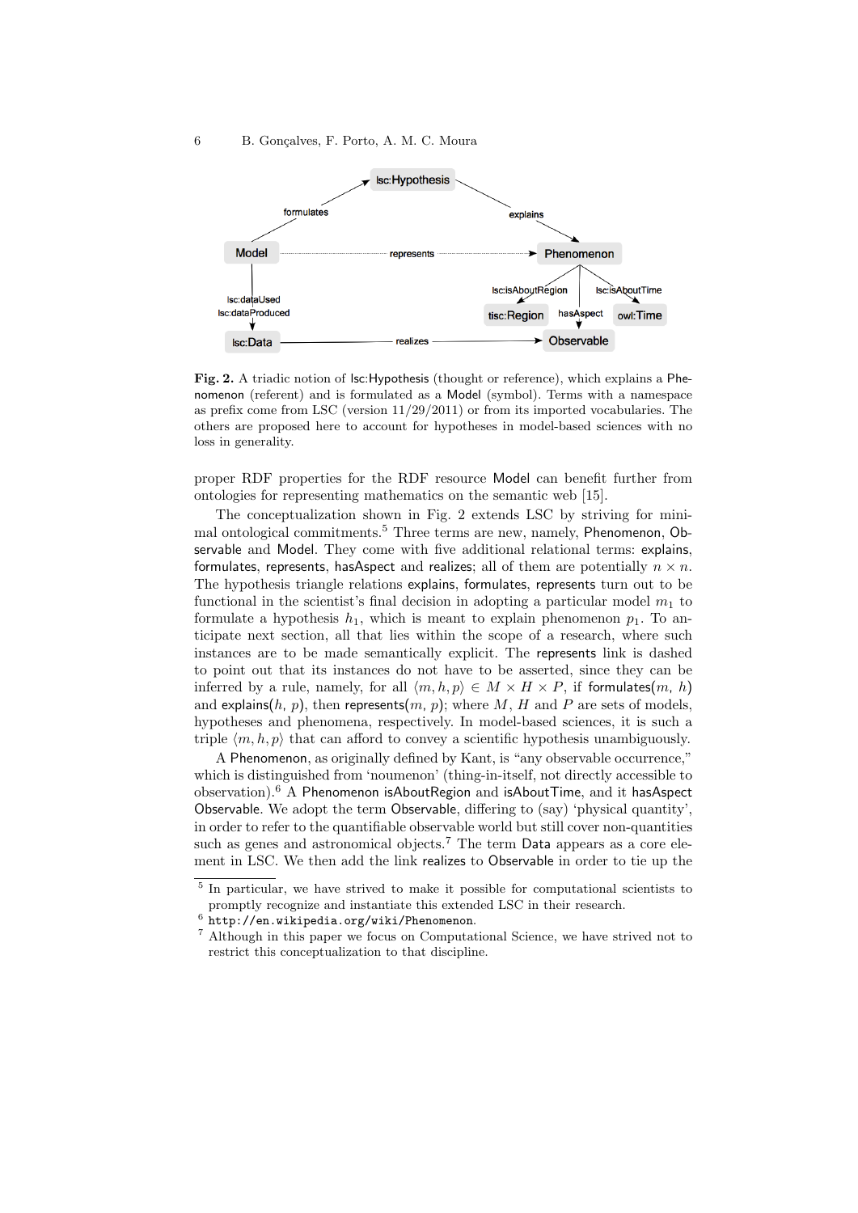**Fig. 2.** A triadic notion of lsc:Hypothesis (thought or reference), which explains a Phenomenon (referent) and is formulated as a Model (symbol). Terms with a namespace as prefix come from LSC (version 11/29/2011) or from its imported vocabularies. The others are proposed here to account for hypotheses in model-based sciences with no loss in generality.

proper RDF properties for the RDF resource Model can benefit further from ontologies for representing mathematics on the semantic web [15].

The conceptualization shown in Fig. 2 extends LSC by striving for minimal ontological commitments.[5] Three terms are new, namely, Phenomenon, Observable and Model. They come with five additional relational terms: explains, formulates, represents, hasAspect and realizes; all of them are potentially $n \times n$. The hypothesis triangle relations explains, formulates, represents turn out to be functional in the scientist's final decision in adopting a particular model $m_1$ to formulate a hypothesis $h_1$, which is meant to explain phenomenon $p_1$. To anticipate next section, all that lies within the scope of a research, where such instances are to be made semantically explicit. The represents link is dashed to point out that its instances do not have to be asserted, since they can be inferred by a rule, namely, for all $\langle m, h, p \rangle \in M \times H \times P$, if formulates($m$, $h$) and explains($h$, $p$), then represents($m$, $p$); where $M$, $H$ and $P$ are sets of models, hypotheses and phenomena, respectively. In model-based sciences, it is such a triple $\langle m, h, p \rangle$ that can afford to convey a scientific hypothesis unambiguously.

A Phenomenon, as originally defined by Kant, is "any observable occurrence," which is distinguished from 'noumenon' (thing-in-itself, not directly accessible to observation).[6] A Phenomenon isAboutRegion and isAboutTime, and it hasAspect Observable. We adopt the term Observable, differing to (say) 'physical quantity', in order to refer to the quantifiable observable world but still cover non-quantities such as genes and astronomical objects.[7] The term Data appears as a core element in LSC. We then add the link realizes to Observable in order to tie up the

---

[5] In particular, we have strived to make it possible for computational scientists to promptly recognize and instantiate this extended LSC in their research.

[6] `http://en.wikipedia.org/wiki/Phenomenon`.

[7] Although in this paper we focus on Computational Science, we have strived not to restrict this conceptualization to that discipline.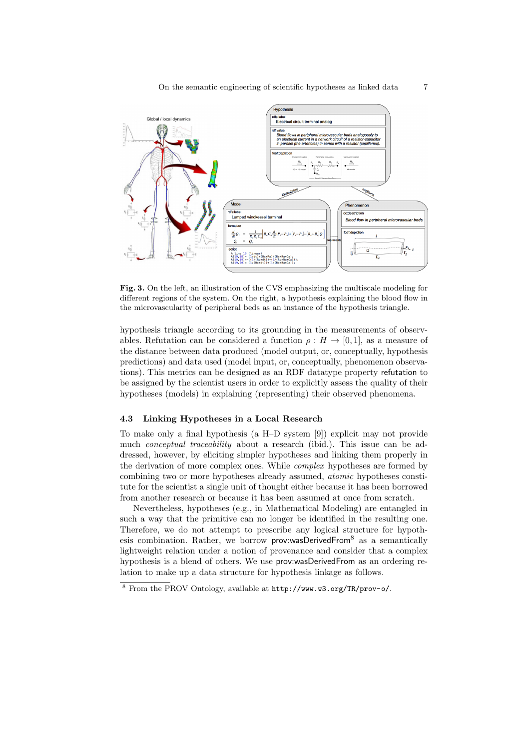**Fig. 3.** On the left, an illustration of the CVS emphasizing the multiscale modeling for different regions of the system. On the right, a hypothesis explaining the blood flow in the microvascularity of peripheral beds as an instance of the hypothesis triangle.

hypothesis triangle according to its grounding in the measurements of observables. Refutation can be considered a function $\rho : H \to [0, 1]$, as a measure of the distance between data produced (model output, or, conceptually, hypothesis predictions) and data used (model input, or, conceptually, phenomenon observations). This metrics can be designed as an RDF datatype property refutation to be assigned by the scientist users in order to explicitly assess the quality of their hypotheses (models) in explaining (representing) their observed phenomena.

### 4.3 Linking Hypotheses in a Local Research

To make only a final hypothesis (a H–D system [9]) explicit may not provide much *conceptual traceability* about a research (ibid.). This issue can be addressed, however, by eliciting simpler hypotheses and linking them properly in the derivation of more complex ones. While *complex* hypotheses are formed by combining two or more hypotheses already assumed, *atomic* hypotheses constitute for the scientist a single unit of thought either because it has been borrowed from another research or because it has been assumed at once from scratch.

Nevertheless, hypotheses (e.g., in Mathematical Modeling) are entangled in such a way that the primitive can no longer be identified in the resulting one. Therefore, we do not attempt to prescribe any logical structure for hypothesis combination. Rather, we borrow prov:wasDerivedFrom[8] as a semantically lightweight relation under a notion of provenance and consider that a complex hypothesis is a blend of others. We use prov:wasDerivedFrom as an ordering relation to make up a data structure for hypothesis linkage as follows.

[8] From the PROV Ontology, available at `http://www.w3.org/TR/prov-o/`.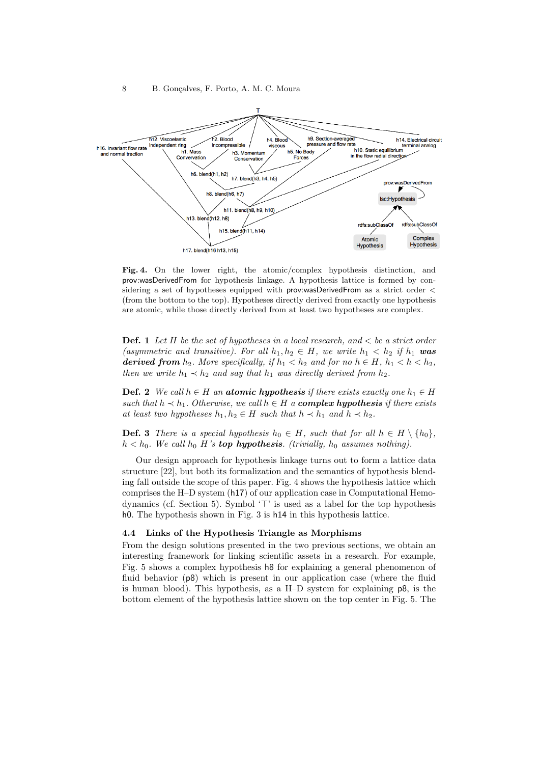**Fig. 4.** On the lower right, the atomic/complex hypothesis distinction, and prov:wasDerivedFrom for hypothesis linkage. A hypothesis lattice is formed by considering a set of hypotheses equipped with prov:wasDerivedFrom as a strict order $<$ (from the bottom to the top). Hypotheses directly derived from exactly one hypothesis are atomic, while those directly derived from at least two hypotheses are complex.

**Def. 1** *Let $H$ be the set of hypotheses in a local research, and $<$ be a strict order (asymmetric and transitive). For all $h_1, h_2 \in H$, we write $h_1 < h_2$ if $h_1$ **was derived from** $h_2$. More specifically, if $h_1 < h_2$ and for no $h \in H$, $h_1 < h < h_2$, then we write $h_1 \prec h_2$ and say that $h_1$ was directly derived from $h_2$.*

**Def. 2** *We call $h \in H$ an **atomic hypothesis** if there exists exactly one $h_1 \in H$ such that $h \prec h_1$. Otherwise, we call $h \in H$ a **complex hypothesis** if there exists at least two hypotheses $h_1, h_2 \in H$ such that $h \prec h_1$ and $h \prec h_2$.*

**Def. 3** *There is a special hypothesis $h_0 \in H$, such that for all $h \in H \setminus \{h_0\}$, $h < h_0$. We call $h_0$ $H$'s **top hypothesis**. (trivially, $h_0$ assumes nothing).*

Our design approach for hypothesis linkage turns out to form a lattice data structure [22], but both its formalization and the semantics of hypothesis blending fall outside the scope of this paper. Fig. 4 shows the hypothesis lattice which comprises the H–D system (h17) of our application case in Computational Hemodynamics (cf. Section 5). Symbol '$\top$' is used as a label for the top hypothesis h0. The hypothesis shown in Fig. 3 is h14 in this hypothesis lattice.

### 4.4 Links of the Hypothesis Triangle as Morphisms

From the design solutions presented in the two previous sections, we obtain an interesting framework for linking scientific assets in a research. For example, Fig. 5 shows a complex hypothesis h8 for explaining a general phenomenon of fluid behavior (p8) which is present in our application case (where the fluid is human blood). This hypothesis, as a H–D system for explaining p8, is the bottom element of the hypothesis lattice shown on the top center in Fig. 5. The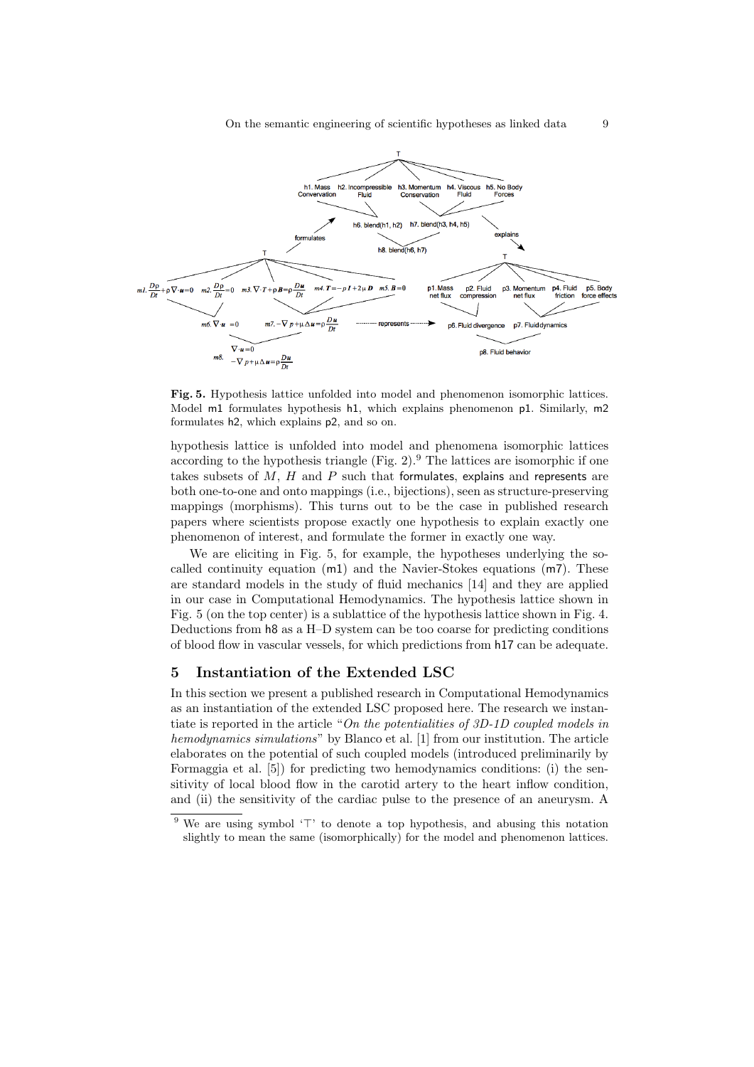**Fig. 5.** Hypothesis lattice unfolded into model and phenomenon isomorphic lattices. Model m1 formulates hypothesis h1, which explains phenomenon p1. Similarly, m2 formulates h2, which explains p2, and so on.

hypothesis lattice is unfolded into model and phenomena isomorphic lattices according to the hypothesis triangle (Fig. 2).[9] The lattices are isomorphic if one takes subsets of $M$, $H$ and $P$ such that formulates, explains and represents are both one-to-one and onto mappings (i.e., bijections), seen as structure-preserving mappings (morphisms). This turns out to be the case in published research papers where scientists propose exactly one hypothesis to explain exactly one phenomenon of interest, and formulate the former in exactly one way.

We are eliciting in Fig. 5, for example, the hypotheses underlying the so-called continuity equation (m1) and the Navier-Stokes equations (m7). These are standard models in the study of fluid mechanics [14] and they are applied in our case in Computational Hemodynamics. The hypothesis lattice shown in Fig. 5 (on the top center) is a sublattice of the hypothesis lattice shown in Fig. 4. Deductions from h8 as a H–D system can be too coarse for predicting conditions of blood flow in vascular vessels, for which predictions from h17 can be adequate.

## 5 Instantiation of the Extended LSC

In this section we present a published research in Computational Hemodynamics as an instantiation of the extended LSC proposed here. The research we instantiate is reported in the article "*On the potentialities of 3D-1D coupled models in hemodynamics simulations*" by Blanco et al. [1] from our institution. The article elaborates on the potential of such coupled models (introduced preliminarily by Formaggia et al. [5]) for predicting two hemodynamics conditions: (i) the sensitivity of local blood flow in the carotid artery to the heart inflow condition, and (ii) the sensitivity of the cardiac pulse to the presence of an aneurysm. A

[9] We are using symbol '$\top$' to denote a top hypothesis, and abusing this notation slightly to mean the same (isomorphically) for the model and phenomenon lattices.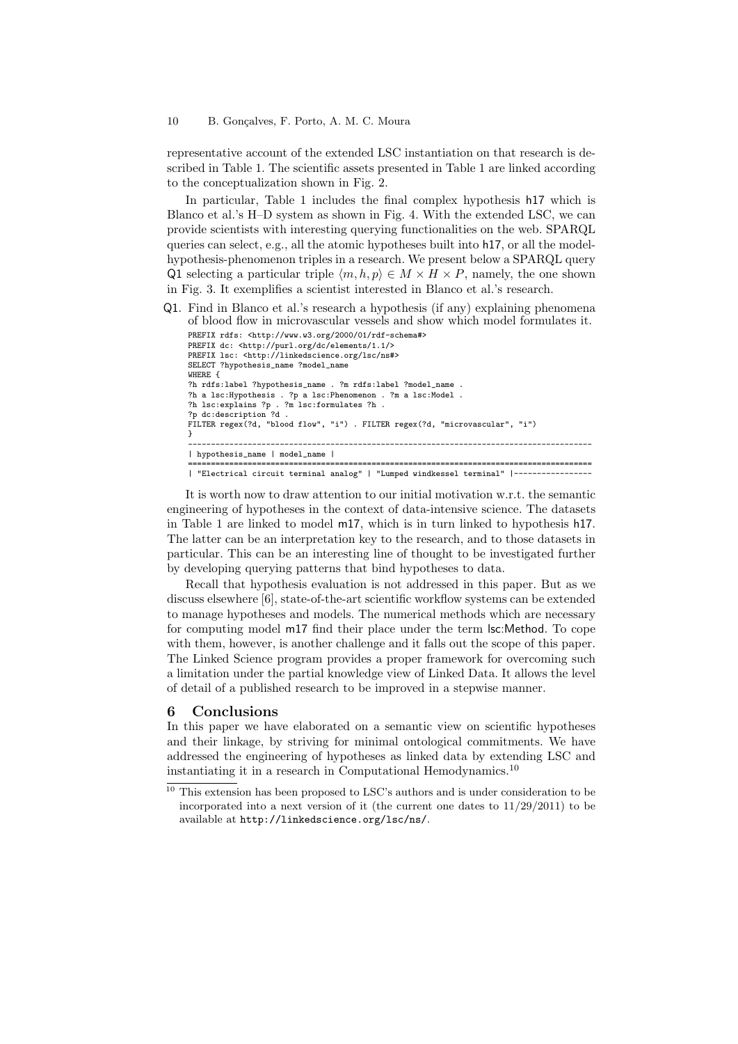representative account of the extended LSC instantiation on that research is described in Table 1. The scientific assets presented in Table 1 are linked according to the conceptualization shown in Fig. 2.

In particular, Table 1 includes the final complex hypothesis h17 which is Blanco et al.'s H–D system as shown in Fig. 4. With the extended LSC, we can provide scientists with interesting querying functionalities on the web. SPARQL queries can select, e.g., all the atomic hypotheses built into h17, or all the model-hypothesis-phenomenon triples in a research. We present below a SPARQL query Q1 selecting a particular triple $\langle m, h, p \rangle \in M \times H \times P$, namely, the one shown in Fig. 3. It exemplifies a scientist interested in Blanco et al.'s research.

Q1. Find in Blanco et al.'s research a hypothesis (if any) explaining phenomena of blood flow in microvascular vessels and show which model formulates it.

```
PREFIX rdfs: <http://www.w3.org/2000/01/rdf-schema#>
PREFIX dc: <http://purl.org/dc/elements/1.1/>
PREFIX lsc: <http://linkedscience.org/lsc/ns#>
SELECT ?hypothesis_name ?model_name
WHERE {
?h rdfs:label ?hypothesis_name . ?m rdfs:label ?model_name .
?h a lsc:Hypothesis . ?p a lsc:Phenomenon . ?m a lsc:Model .
?h lsc:explains ?p . ?m lsc:formulates ?h .
?p dc:description ?d .
FILTER regex(?d, "blood flow", "i") . FILTER regex(?d, "microvascular", "i")
}
--------------------------------------------------------------------------------------
| hypothesis_name | model_name |
======================================================================================
| "Electrical circuit terminal analog" | "Lumped windkessel terminal" |-----------------
```

It is worth now to draw attention to our initial motivation w.r.t. the semantic engineering of hypotheses in the context of data-intensive science. The datasets in Table 1 are linked to model m17, which is in turn linked to hypothesis h17. The latter can be an interpretation key to the research, and to those datasets in particular. This can be an interesting line of thought to be investigated further by developing querying patterns that bind hypotheses to data.

Recall that hypothesis evaluation is not addressed in this paper. But as we discuss elsewhere [6], state-of-the-art scientific workflow systems can be extended to manage hypotheses and models. The numerical methods which are necessary for computing model m17 find their place under the term lsc:Method. To cope with them, however, is another challenge and it falls out the scope of this paper. The Linked Science program provides a proper framework for overcoming such a limitation under the partial knowledge view of Linked Data. It allows the level of detail of a published research to be improved in a stepwise manner.

## 6 Conclusions

In this paper we have elaborated on a semantic view on scientific hypotheses and their linkage, by striving for minimal ontological commitments. We have addressed the engineering of hypotheses as linked data by extending LSC and instantiating it in a research in Computational Hemodynamics.[10]

[10] This extension has been proposed to LSC's authors and is under consideration to be incorporated into a next version of it (the current one dates to 11/29/2011) to be available at http://linkedscience.org/lsc/ns/.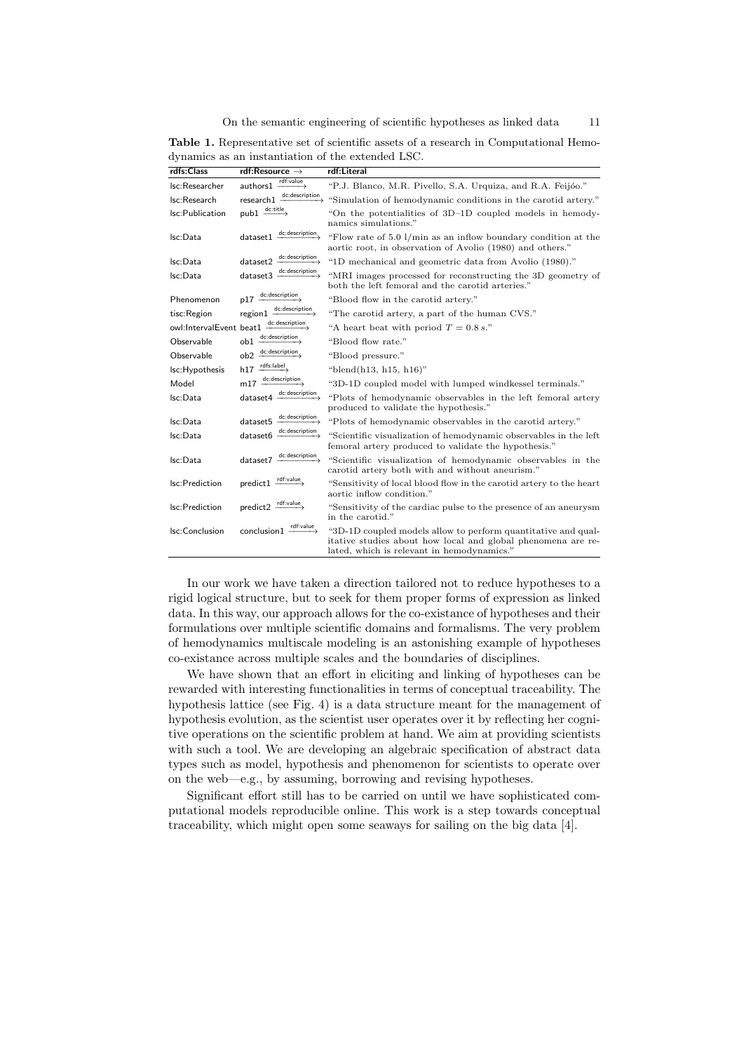**Table 1.** Representative set of scientific assets of a research in Computational Hemodynamics as an instantiation of the extended LSC.

| rdfs:Class | rdf:Resource → | rdf:Literal |
|---|---|---|
| lsc:Researcher | authors1 $\xrightarrow{\text{rdf:value}}$ | "P.J. Blanco, M.R. Pivello, S.A. Urquiza, and R.A. Feijóo." |
| lsc:Research | research1 $\xrightarrow{\text{dc:description}}$ | "Simulation of hemodynamic conditions in the carotid artery." |
| lsc:Publication | pub1 $\xrightarrow{\text{dc:title}}$ | "On the potentialities of 3D–1D coupled models in hemodynamics simulations." |
| lsc:Data | dataset1 $\xrightarrow{\text{dc:description}}$ | "Flow rate of 5.0 l/min as an inflow boundary condition at the aortic root, in observation of Avolio (1980) and others." |
| lsc:Data | dataset2 $\xrightarrow{\text{dc:description}}$ | "1D mechanical and geometric data from Avolio (1980)." |
| lsc:Data | dataset3 $\xrightarrow{\text{dc:description}}$ | "MRI images processed for reconstructing the 3D geometry of both the left femoral and the carotid arteries." |
| Phenomenon | p17 $\xrightarrow{\text{dc:description}}$ | "Blood flow in the carotid artery." |
| tisc:Region | region1 $\xrightarrow{\text{dc:description}}$ | "The carotid artery, a part of the human CVS." |
| owl:IntervalEvent | beat1 $\xrightarrow{\text{dc:description}}$ | "A heart beat with period $T = 0.8$ s." |
| Observable | ob1 $\xrightarrow{\text{dc:description}}$ | "Blood flow rate." |
| Observable | ob2 $\xrightarrow{\text{dc:description}}$ | "Blood pressure." |
| lsc:Hypothesis | h17 $\xrightarrow{\text{rdfs:label}}$ | "blend(h13, h15, h16)" |
| Model | m17 $\xrightarrow{\text{dc:description}}$ | "3D-1D coupled model with lumped windkessel terminals." |
| lsc:Data | dataset4 $\xrightarrow{\text{dc:description}}$ | "Plots of hemodynamic observables in the left femoral artery produced to validate the hypothesis." |
| lsc:Data | dataset5 $\xrightarrow{\text{dc:description}}$ | "Plots of hemodynamic observables in the carotid artery." |
| lsc:Data | dataset6 $\xrightarrow{\text{dc:description}}$ | "Scientific visualization of hemodynamic observables in the left femoral artery produced to validate the hypothesis." |
| lsc:Data | dataset7 $\xrightarrow{\text{dc:description}}$ | "Scientific visualization of hemodynamic observables in the carotid artery both with and without aneurism." |
| lsc:Prediction | predict1 $\xrightarrow{\text{rdf:value}}$ | "Sensitivity of local blood flow in the carotid artery to the heart aortic inflow condition." |
| lsc:Prediction | predict2 $\xrightarrow{\text{rdf:value}}$ | "Sensitivity of the cardiac pulse to the presence of an aneurysm in the carotid." |
| lsc:Conclusion | conclusion1 $\xrightarrow{\text{rdf:value}}$ | "3D-1D coupled models allow to perform quantitative and qualitative studies about how local and global phenomena are related, which is relevant in hemodynamics." |

In our work we have taken a direction tailored not to reduce hypotheses to a rigid logical structure, but to seek for them proper forms of expression as linked data. In this way, our approach allows for the co-existance of hypotheses and their formulations over multiple scientific domains and formalisms. The very problem of hemodynamics multiscale modeling is an astonishing example of hypotheses co-existance across multiple scales and the boundaries of disciplines.

We have shown that an effort in eliciting and linking of hypotheses can be rewarded with interesting functionalities in terms of conceptual traceability. The hypothesis lattice (see Fig. 4) is a data structure meant for the management of hypothesis evolution, as the scientist user operates over it by reflecting her cognitive operations on the scientific problem at hand. We aim at providing scientists with such a tool. We are developing an algebraic specification of abstract data types such as model, hypothesis and phenomenon for scientists to operate over on the web—e.g., by assuming, borrowing and revising hypotheses.

Significant effort still has to be carried on until we have sophisticated computational models reproducible online. This work is a step towards conceptual traceability, which might open some seaways for sailing on the big data [4].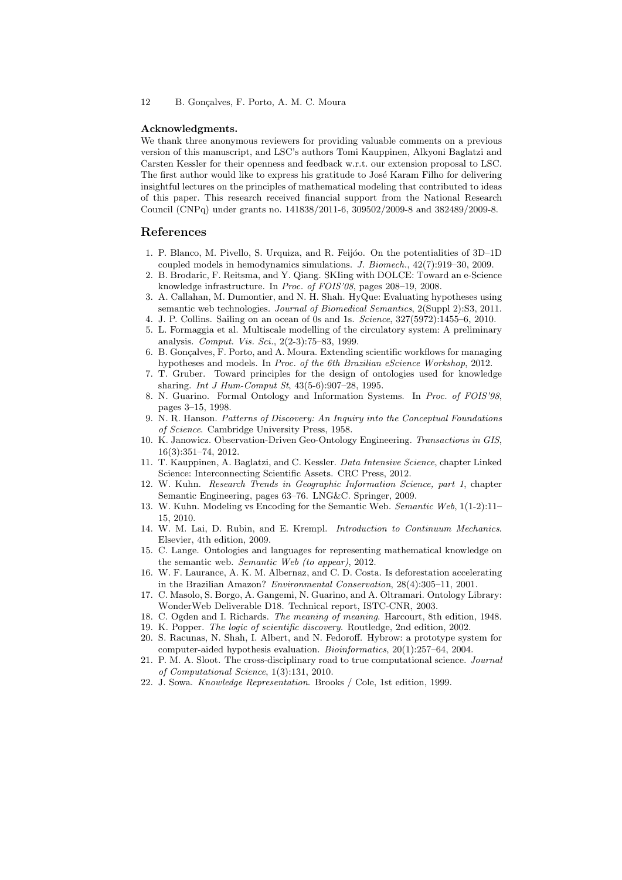**Acknowledgments.**

We thank three anonymous reviewers for providing valuable comments on a previous version of this manuscript, and LSC's authors Tomi Kauppinen, Alkyoni Baglatzi and Carsten Kessler for their openness and feedback w.r.t. our extension proposal to LSC. The first author would like to express his gratitude to José Karam Filho for delivering insightful lectures on the principles of mathematical modeling that contributed to ideas of this paper. This research received financial support from the National Research Council (CNPq) under grants no. 141838/2011-6, 309502/2009-8 and 382489/2009-8.

## References

1. P. Blanco, M. Pivello, S. Urquiza, and R. Feijóo. On the potentialities of 3D–1D coupled models in hemodynamics simulations. *J. Biomech.*, 42(7):919–30, 2009.
2. B. Brodaric, F. Reitsma, and Y. Qiang. SKIing with DOLCE: Toward an e-Science knowledge infrastructure. In *Proc. of FOIS'08*, pages 208–19, 2008.
3. A. Callahan, M. Dumontier, and N. H. Shah. HyQue: Evaluating hypotheses using semantic web technologies. *Journal of Biomedical Semantics*, 2(Suppl 2):S3, 2011.
4. J. P. Collins. Sailing on an ocean of 0s and 1s. *Science*, 327(5972):1455–6, 2010.
5. L. Formaggia et al. Multiscale modelling of the circulatory system: A preliminary analysis. *Comput. Vis. Sci.*, 2(2-3):75–83, 1999.
6. B. Gonçalves, F. Porto, and A. Moura. Extending scientific workflows for managing hypotheses and models. In *Proc. of the 6th Brazilian eScience Workshop*, 2012.
7. T. Gruber. Toward principles for the design of ontologies used for knowledge sharing. *Int J Hum-Comput St*, 43(5-6):907–28, 1995.
8. N. Guarino. Formal Ontology and Information Systems. In *Proc. of FOIS'98*, pages 3–15, 1998.
9. N. R. Hanson. *Patterns of Discovery: An Inquiry into the Conceptual Foundations of Science*. Cambridge University Press, 1958.
10. K. Janowicz. Observation-Driven Geo-Ontology Engineering. *Transactions in GIS*, 16(3):351–74, 2012.
11. T. Kauppinen, A. Baglatzi, and C. Kessler. *Data Intensive Science*, chapter Linked Science: Interconnecting Scientific Assets. CRC Press, 2012.
12. W. Kuhn. *Research Trends in Geographic Information Science, part 1*, chapter Semantic Engineering, pages 63–76. LNG&C. Springer, 2009.
13. W. Kuhn. Modeling vs Encoding for the Semantic Web. *Semantic Web*, 1(1-2):11–15, 2010.
14. W. M. Lai, D. Rubin, and E. Krempl. *Introduction to Continuum Mechanics*. Elsevier, 4th edition, 2009.
15. C. Lange. Ontologies and languages for representing mathematical knowledge on the semantic web. *Semantic Web (to appear)*, 2012.
16. W. F. Laurance, A. K. M. Albernaz, and C. D. Costa. Is deforestation accelerating in the Brazilian Amazon? *Environmental Conservation*, 28(4):305–11, 2001.
17. C. Masolo, S. Borgo, A. Gangemi, N. Guarino, and A. Oltramari. Ontology Library: WonderWeb Deliverable D18. Technical report, ISTC-CNR, 2003.
18. C. Ogden and I. Richards. *The meaning of meaning*. Harcourt, 8th edition, 1948.
19. K. Popper. *The logic of scientific discovery*. Routledge, 2nd edition, 2002.
20. S. Racunas, N. Shah, I. Albert, and N. Fedoroff. Hybrow: a prototype system for computer-aided hypothesis evaluation. *Bioinformatics*, 20(1):257–64, 2004.
21. P. M. A. Sloot. The cross-disciplinary road to true computational science. *Journal of Computational Science*, 1(3):131, 2010.
22. J. Sowa. *Knowledge Representation*. Brooks / Cole, 1st edition, 1999.